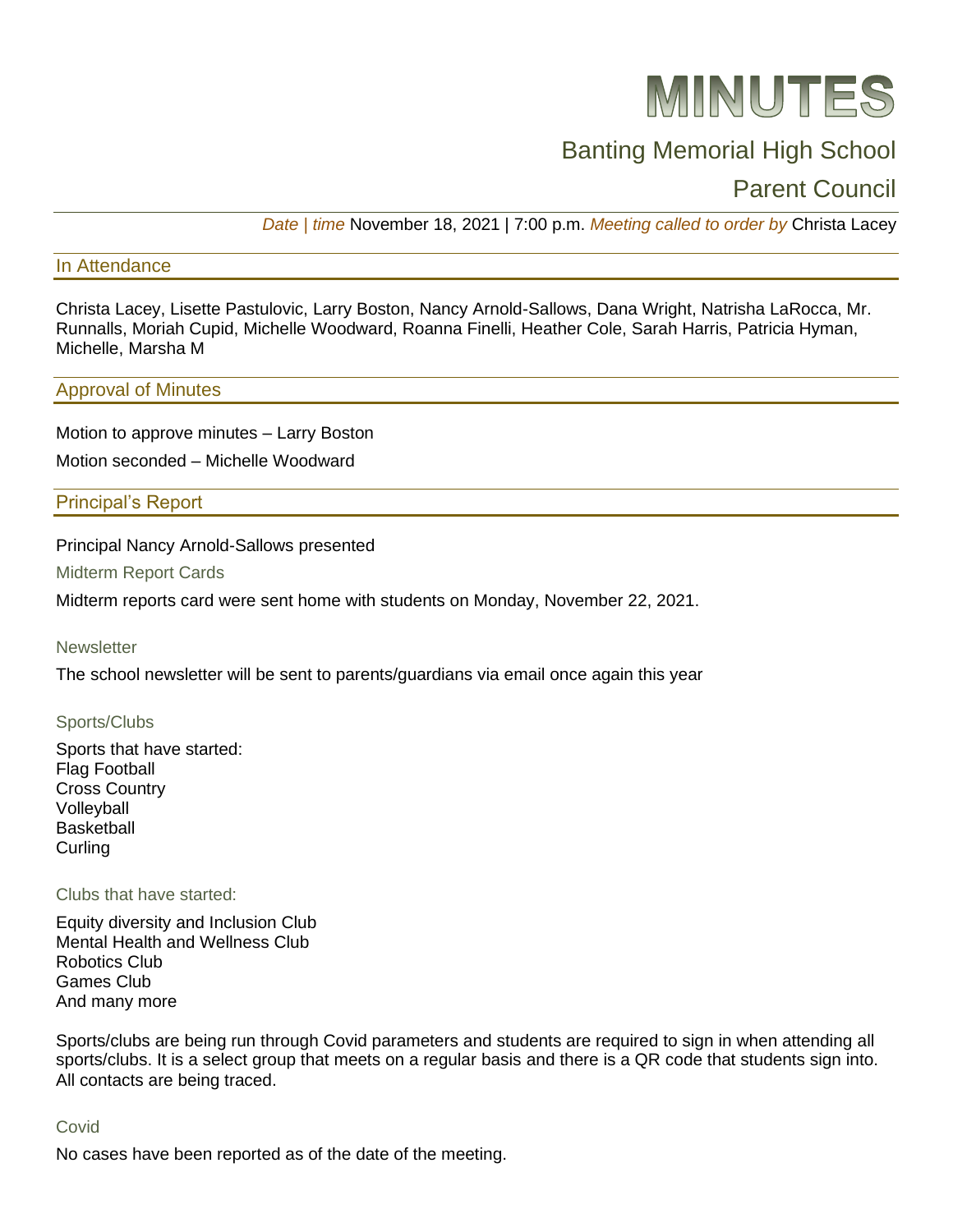# MINUTES

## Banting Memorial High School

## Parent Council

*Date | time* November 18, 2021 | 7:00 p.m. *Meeting called to order by* Christa Lacey

## In Attendance

Christa Lacey, Lisette Pastulovic, Larry Boston, Nancy Arnold-Sallows, Dana Wright, Natrisha LaRocca, Mr. Runnalls, Moriah Cupid, Michelle Woodward, Roanna Finelli, Heather Cole, Sarah Harris, Patricia Hyman, Michelle, Marsha M

## Approval of Minutes

Motion to approve minutes – Larry Boston

Motion seconded – Michelle Woodward

## Principal's Report

Principal Nancy Arnold-Sallows presented

### Midterm Report Cards

Midterm reports card were sent home with students on Monday, November 22, 2021.

### Newsletter

The school newsletter will be sent to parents/guardians via email once again this year

### Sports/Clubs

Sports that have started:
Flag Football
Cross Country
Volleyball
Basketball
Curling

### Clubs that have started:

Equity diversity and Inclusion Club
Mental Health and Wellness Club
Robotics Club
Games Club
And many more

Sports/clubs are being run through Covid parameters and students are required to sign in when attending all sports/clubs. It is a select group that meets on a regular basis and there is a QR code that students sign into. All contacts are being traced.

### Covid

No cases have been reported as of the date of the meeting.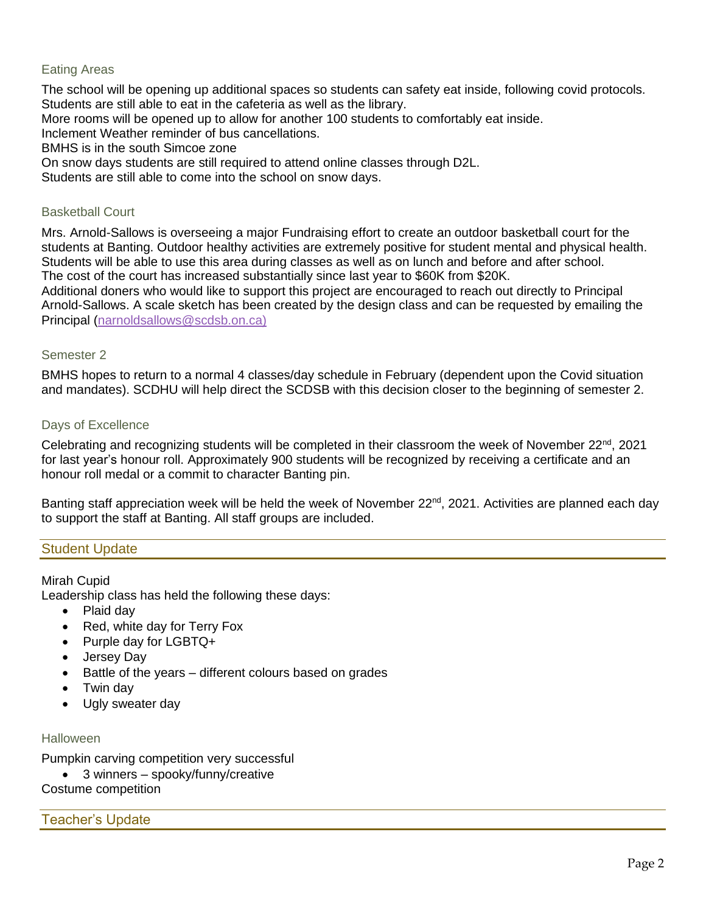### Eating Areas

The school will be opening up additional spaces so students can safety eat inside, following covid protocols. Students are still able to eat in the cafeteria as well as the library.
More rooms will be opened up to allow for another 100 students to comfortably eat inside.
Inclement Weather reminder of bus cancellations.
BMHS is in the south Simcoe zone
On snow days students are still required to attend online classes through D2L.
Students are still able to come into the school on snow days.

### Basketball Court

Mrs. Arnold-Sallows is overseeing a major Fundraising effort to create an outdoor basketball court for the students at Banting. Outdoor healthy activities are extremely positive for student mental and physical health. Students will be able to use this area during classes as well as on lunch and before and after school.
The cost of the court has increased substantially since last year to $60K from $20K.
Additional doners who would like to support this project are encouraged to reach out directly to Principal Arnold-Sallows. A scale sketch has been created by the design class and can be requested by emailing the Principal (narnoldsallows@scdsb.on.ca)

### Semester 2

BMHS hopes to return to a normal 4 classes/day schedule in February (dependent upon the Covid situation and mandates). SCDHU will help direct the SCDSB with this decision closer to the beginning of semester 2.

### Days of Excellence

Celebrating and recognizing students will be completed in their classroom the week of November 22nd, 2021 for last year's honour roll. Approximately 900 students will be recognized by receiving a certificate and an honour roll medal or a commit to character Banting pin.

Banting staff appreciation week will be held the week of November 22nd, 2021. Activities are planned each day to support the staff at Banting. All staff groups are included.

## Student Update

Mirah Cupid
Leadership class has held the following these days:

- Plaid day
- Red, white day for Terry Fox
- Purple day for LGBTQ+
- Jersey Day
- Battle of the years – different colours based on grades
- Twin day
- Ugly sweater day

### Halloween

Pumpkin carving competition very successful

- 3 winners – spooky/funny/creative

Costume competition

## Teacher's Update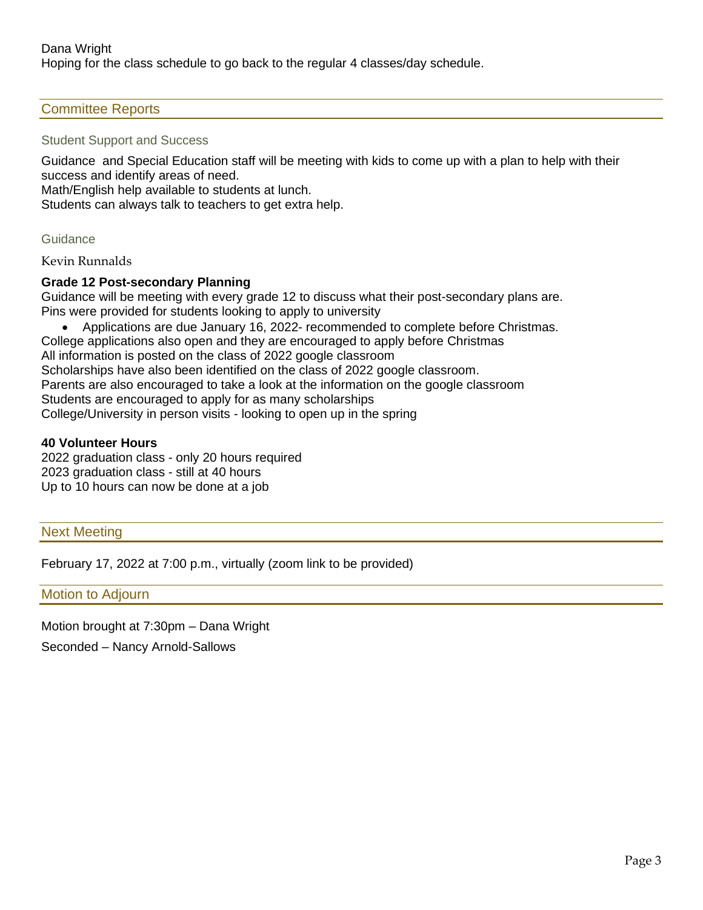Dana Wright
Hoping for the class schedule to go back to the regular 4 classes/day schedule.

## Committee Reports

### Student Support and Success

Guidance and Special Education staff will be meeting with kids to come up with a plan to help with their success and identify areas of need.
Math/English help available to students at lunch.
Students can always talk to teachers to get extra help.

### Guidance

Kevin Runnalds

**Grade 12 Post-secondary Planning**
Guidance will be meeting with every grade 12 to discuss what their post-secondary plans are.
Pins were provided for students looking to apply to university

- Applications are due January 16, 2022- recommended to complete before Christmas.

College applications also open and they are encouraged to apply before Christmas
All information is posted on the class of 2022 google classroom
Scholarships have also been identified on the class of 2022 google classroom.
Parents are also encouraged to take a look at the information on the google classroom
Students are encouraged to apply for as many scholarships
College/University in person visits - looking to open up in the spring

**40 Volunteer Hours**
2022 graduation class - only 20 hours required
2023 graduation class - still at 40 hours
Up to 10 hours can now be done at a job

## Next Meeting

February 17, 2022 at 7:00 p.m., virtually (zoom link to be provided)

## Motion to Adjourn

Motion brought at 7:30pm – Dana Wright

Seconded – Nancy Arnold-Sallows